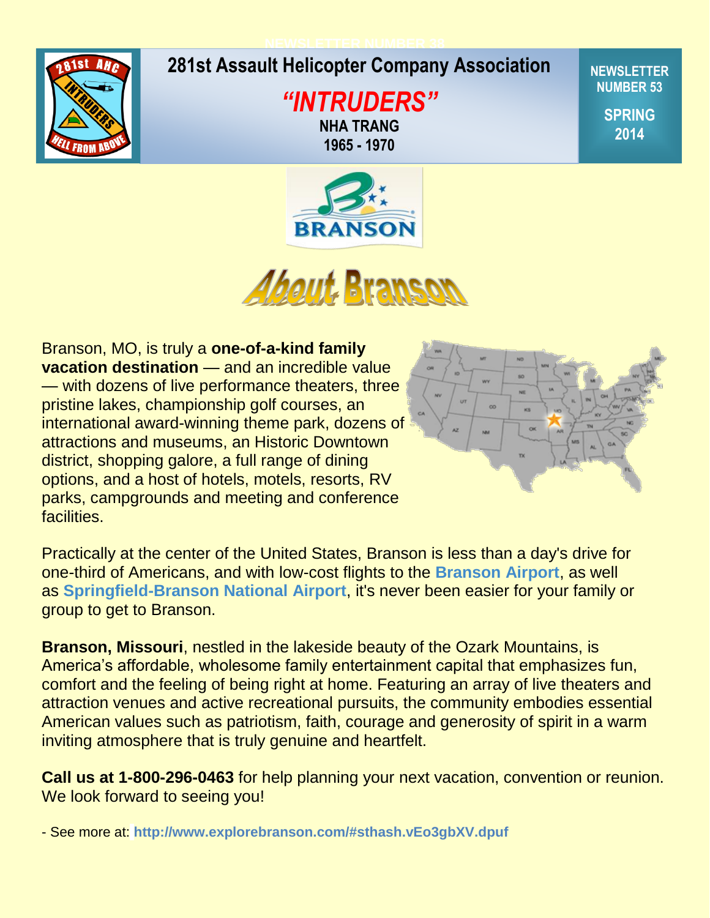# 281st Assault Helicopter Company Association

## *"INTRUDERS"*

**NHA TRANG**
**1965 - 1970**

**NEWSLETTER NUMBER 53**
**SPRING 2014**

# About Branson

Branson, MO, is truly a **one-of-a-kind family vacation destination** — and an incredible value — with dozens of live performance theaters, three pristine lakes, championship golf courses, an international award-winning theme park, dozens of attractions and museums, an Historic Downtown district, shopping galore, a full range of dining options, and a host of hotels, motels, resorts, RV parks, campgrounds and meeting and conference facilities.

Practically at the center of the United States, Branson is less than a day's drive for one-third of Americans, and with low-cost flights to the **Branson Airport**, as well as **Springfield-Branson National Airport**, it's never been easier for your family or group to get to Branson.

**Branson, Missouri**, nestled in the lakeside beauty of the Ozark Mountains, is America's affordable, wholesome family entertainment capital that emphasizes fun, comfort and the feeling of being right at home. Featuring an array of live theaters and attraction venues and active recreational pursuits, the community embodies essential American values such as patriotism, faith, courage and generosity of spirit in a warm inviting atmosphere that is truly genuine and heartfelt.

**Call us at 1-800-296-0463** for help planning your next vacation, convention or reunion. We look forward to seeing you!

- See more at: **http://www.explorebranson.com/#sthash.vEo3gbXV.dpuf**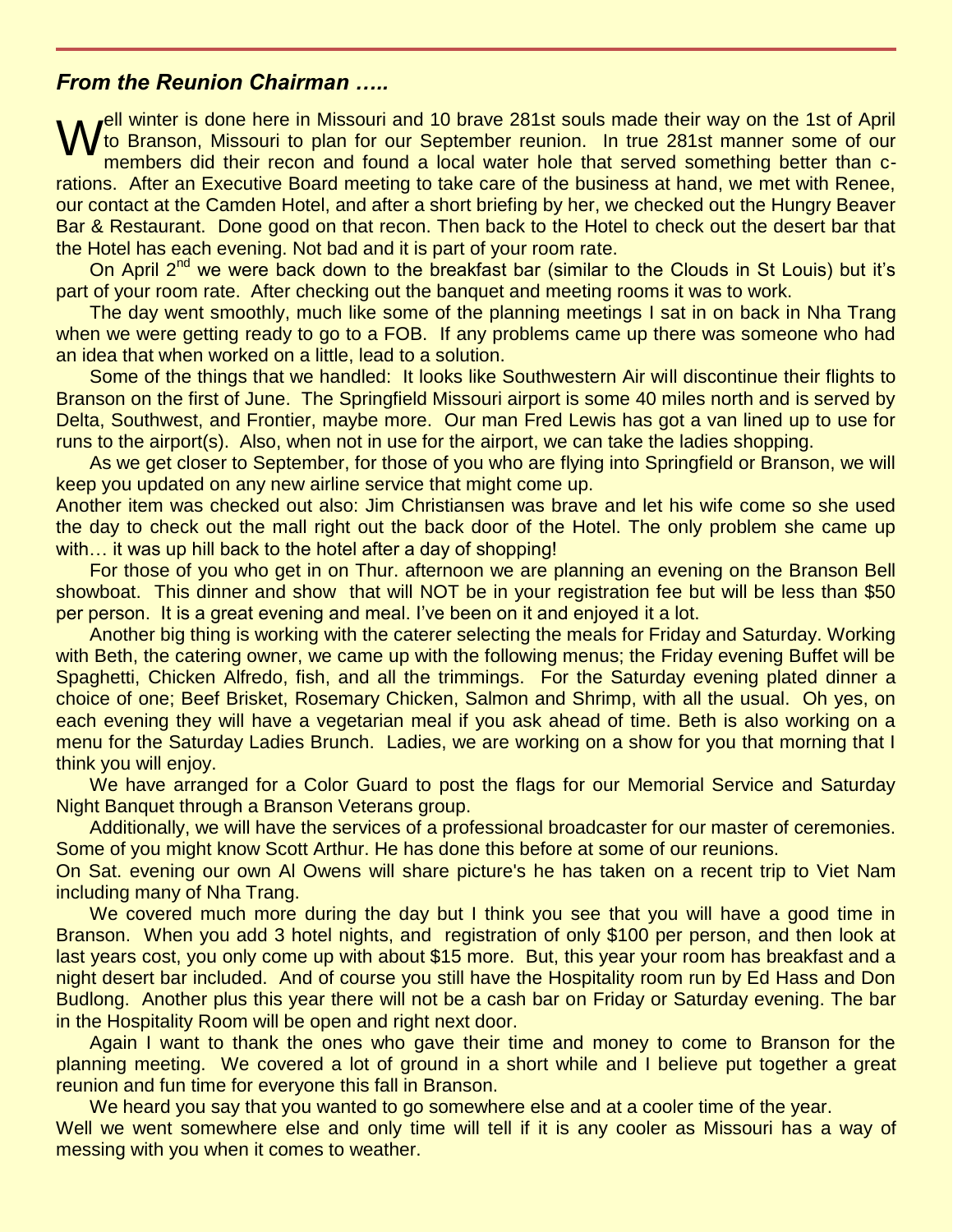## *From the Reunion Chairman …..*

Well winter is done here in Missouri and 10 brave 281st souls made their way on the 1st of April to Branson, Missouri to plan for our September reunion. In true 281st manner some of our members did their recon and found a local water hole that served something better than c-rations. After an Executive Board meeting to take care of the business at hand, we met with Renee, our contact at the Camden Hotel, and after a short briefing by her, we checked out the Hungry Beaver Bar & Restaurant. Done good on that recon. Then back to the Hotel to check out the desert bar that the Hotel has each evening. Not bad and it is part of your room rate.

On April 2nd we were back down to the breakfast bar (similar to the Clouds in St Louis) but it's part of your room rate. After checking out the banquet and meeting rooms it was to work.

The day went smoothly, much like some of the planning meetings I sat in on back in Nha Trang when we were getting ready to go to a FOB. If any problems came up there was someone who had an idea that when worked on a little, lead to a solution.

Some of the things that we handled: It looks like Southwestern Air will discontinue their flights to Branson on the first of June. The Springfield Missouri airport is some 40 miles north and is served by Delta, Southwest, and Frontier, maybe more. Our man Fred Lewis has got a van lined up to use for runs to the airport(s). Also, when not in use for the airport, we can take the ladies shopping.

As we get closer to September, for those of you who are flying into Springfield or Branson, we will keep you updated on any new airline service that might come up.

Another item was checked out also: Jim Christiansen was brave and let his wife come so she used the day to check out the mall right out the back door of the Hotel. The only problem she came up with… it was up hill back to the hotel after a day of shopping!

For those of you who get in on Thur. afternoon we are planning an evening on the Branson Bell showboat. This dinner and show that will NOT be in your registration fee but will be less than $50 per person. It is a great evening and meal. I've been on it and enjoyed it a lot.

Another big thing is working with the caterer selecting the meals for Friday and Saturday. Working with Beth, the catering owner, we came up with the following menus; the Friday evening Buffet will be Spaghetti, Chicken Alfredo, fish, and all the trimmings. For the Saturday evening plated dinner a choice of one; Beef Brisket, Rosemary Chicken, Salmon and Shrimp, with all the usual. Oh yes, on each evening they will have a vegetarian meal if you ask ahead of time. Beth is also working on a menu for the Saturday Ladies Brunch. Ladies, we are working on a show for you that morning that I think you will enjoy.

We have arranged for a Color Guard to post the flags for our Memorial Service and Saturday Night Banquet through a Branson Veterans group.

Additionally, we will have the services of a professional broadcaster for our master of ceremonies. Some of you might know Scott Arthur. He has done this before at some of our reunions.

On Sat. evening our own Al Owens will share picture's he has taken on a recent trip to Viet Nam including many of Nha Trang.

We covered much more during the day but I think you see that you will have a good time in Branson. When you add 3 hotel nights, and registration of only $100 per person, and then look at last years cost, you only come up with about $15 more. But, this year your room has breakfast and a night desert bar included. And of course you still have the Hospitality room run by Ed Hass and Don Budlong. Another plus this year there will not be a cash bar on Friday or Saturday evening. The bar in the Hospitality Room will be open and right next door.

Again I want to thank the ones who gave their time and money to come to Branson for the planning meeting. We covered a lot of ground in a short while and I believe put together a great reunion and fun time for everyone this fall in Branson.

We heard you say that you wanted to go somewhere else and at a cooler time of the year.

Well we went somewhere else and only time will tell if it is any cooler as Missouri has a way of messing with you when it comes to weather.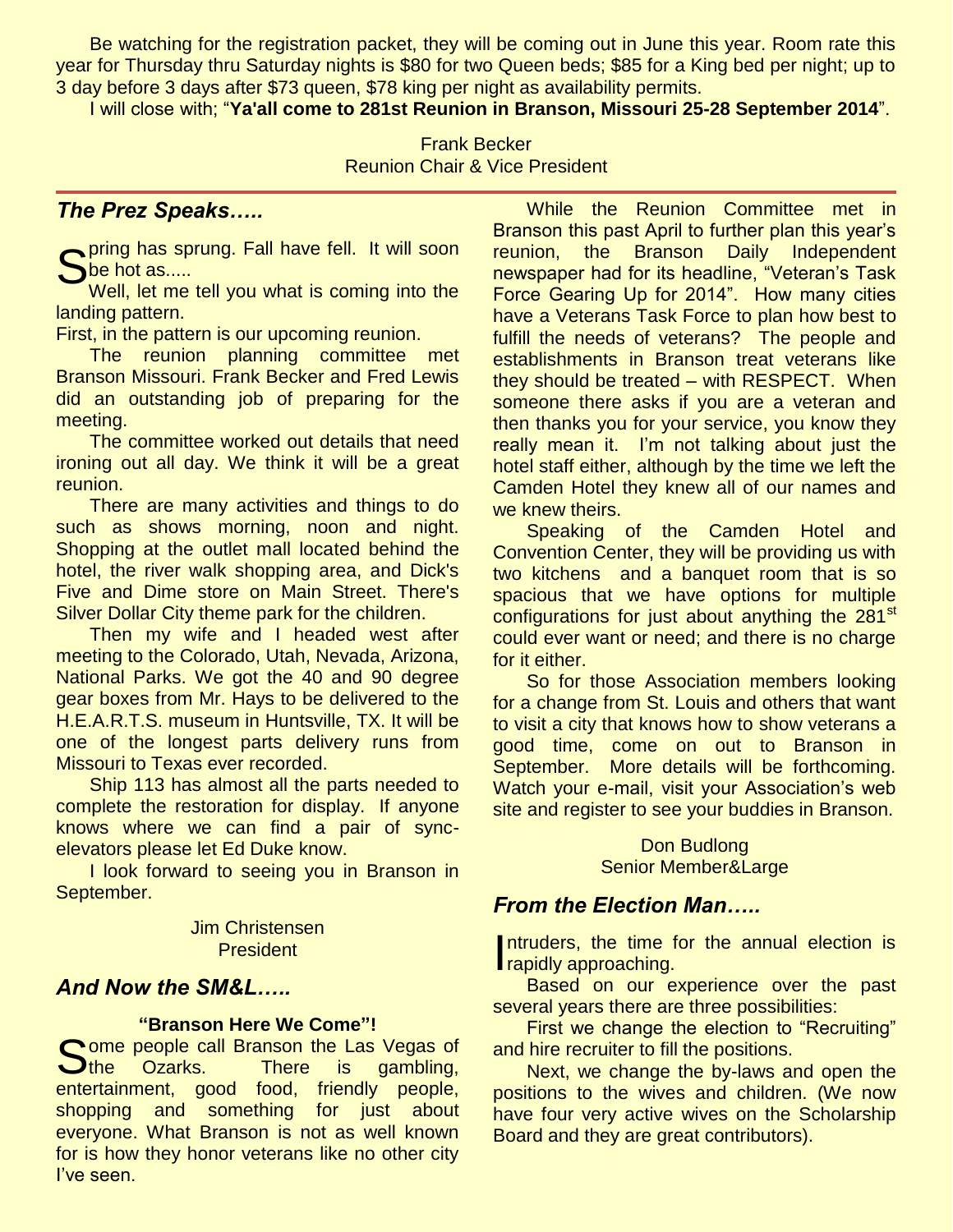Be watching for the registration packet, they will be coming out in June this year. Room rate this year for Thursday thru Saturday nights is $80 for two Queen beds; $85 for a King bed per night; up to 3 day before 3 days after $73 queen, $78 king per night as availability permits.

I will close with; "**Ya'all come to 281st Reunion in Branson, Missouri 25-28 September 2014**".

Frank Becker
Reunion Chair & Vice President

---

## *The Prez Speaks…..*

Spring has sprung. Fall have fell. It will soon be hot as.....

Well, let me tell you what is coming into the landing pattern.

First, in the pattern is our upcoming reunion.

The reunion planning committee met Branson Missouri. Frank Becker and Fred Lewis did an outstanding job of preparing for the meeting.

The committee worked out details that need ironing out all day. We think it will be a great reunion.

There are many activities and things to do such as shows morning, noon and night. Shopping at the outlet mall located behind the hotel, the river walk shopping area, and Dick's Five and Dime store on Main Street. There's Silver Dollar City theme park for the children.

Then my wife and I headed west after meeting to the Colorado, Utah, Nevada, Arizona, National Parks. We got the 40 and 90 degree gear boxes from Mr. Hays to be delivered to the H.E.A.R.T.S. museum in Huntsville, TX. It will be one of the longest parts delivery runs from Missouri to Texas ever recorded.

Ship 113 has almost all the parts needed to complete the restoration for display. If anyone knows where we can find a pair of sync-elevators please let Ed Duke know.

I look forward to seeing you in Branson in September.

Jim Christensen
President

## *And Now the SM&L…..*

**"Branson Here We Come"!**

Some people call Branson the Las Vegas of the Ozarks. There is gambling, entertainment, good food, friendly people, shopping and something for just about everyone. What Branson is not as well known for is how they honor veterans like no other city I've seen.

While the Reunion Committee met in Branson this past April to further plan this year's reunion, the Branson Daily Independent newspaper had for its headline, "Veteran's Task Force Gearing Up for 2014". How many cities have a Veterans Task Force to plan how best to fulfill the needs of veterans? The people and establishments in Branson treat veterans like they should be treated – with RESPECT. When someone there asks if you are a veteran and then thanks you for your service, you know they really mean it. I'm not talking about just the hotel staff either, although by the time we left the Camden Hotel they knew all of our names and we knew theirs.

Speaking of the Camden Hotel and Convention Center, they will be providing us with two kitchens and a banquet room that is so spacious that we have options for multiple configurations for just about anything the 281st could ever want or need; and there is no charge for it either.

So for those Association members looking for a change from St. Louis and others that want to visit a city that knows how to show veterans a good time, come on out to Branson in September. More details will be forthcoming. Watch your e-mail, visit your Association's web site and register to see your buddies in Branson.

Don Budlong
Senior Member&Large

## *From the Election Man…..*

Intruders, the time for the annual election is rapidly approaching.

Based on our experience over the past several years there are three possibilities:

First we change the election to "Recruiting" and hire recruiter to fill the positions.

Next, we change the by-laws and open the positions to the wives and children. (We now have four very active wives on the Scholarship Board and they are great contributors).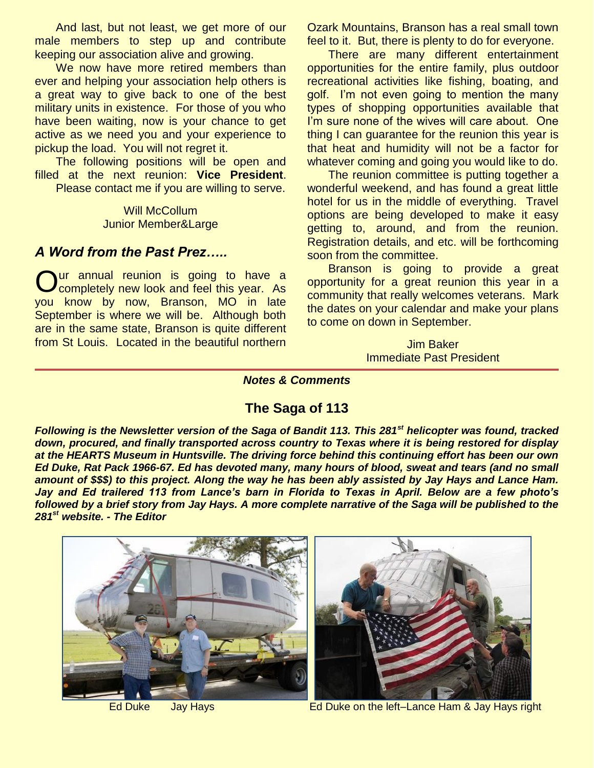And last, but not least, we get more of our male members to step up and contribute keeping our association alive and growing.

We now have more retired members than ever and helping your association help others is a great way to give back to one of the best military units in existence. For those of you who have been waiting, now is your chance to get active as we need you and your experience to pickup the load. You will not regret it.

The following positions will be open and filled at the next reunion: **Vice President**.

Please contact me if you are willing to serve.

Will McCollum
Junior Member&Large

## *A Word from the Past Prez…..*

Our annual reunion is going to have a completely new look and feel this year. As you know by now, Branson, MO in late September is where we will be. Although both are in the same state, Branson is quite different from St Louis. Located in the beautiful northern Ozark Mountains, Branson has a real small town feel to it. But, there is plenty to do for everyone.

There are many different entertainment opportunities for the entire family, plus outdoor recreational activities like fishing, boating, and golf. I'm not even going to mention the many types of shopping opportunities available that I'm sure none of the wives will care about. One thing I can guarantee for the reunion this year is that heat and humidity will not be a factor for whatever coming and going you would like to do.

The reunion committee is putting together a wonderful weekend, and has found a great little hotel for us in the middle of everything. Travel options are being developed to make it easy getting to, around, and from the reunion. Registration details, and etc. will be forthcoming soon from the committee.

Branson is going to provide a great opportunity for a great reunion this year in a community that really welcomes veterans. Mark the dates on your calendar and make your plans to come on down in September.

Jim Baker
Immediate Past President

***Notes & Comments***

## The Saga of 113

***Following is the Newsletter version of the Saga of Bandit 113. This 281st helicopter was found, tracked down, procured, and finally transported across country to Texas where it is being restored for display at the HEARTS Museum in Huntsville. The driving force behind this continuing effort has been our own Ed Duke, Rat Pack 1966-67. Ed has devoted many, many hours of blood, sweat and tears (and no small amount of $$$) to this project. Along the way he has been ably assisted by Jay Hays and Lance Ham. Jay and Ed trailered 113 from Lance's barn in Florida to Texas in April. Below are a few photo's followed by a brief story from Jay Hays. A more complete narrative of the Saga will be published to the 281st website. - The Editor***

Ed Duke Jay Hays

Ed Duke on the left–Lance Ham & Jay Hays right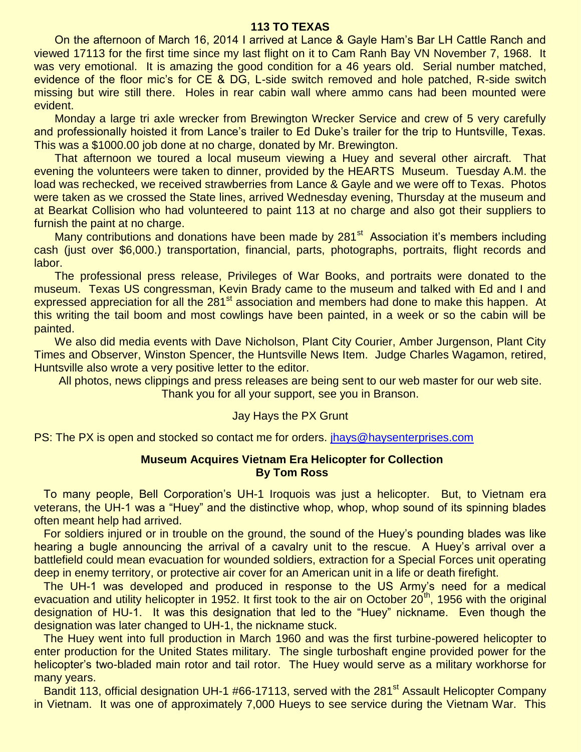## 113 TO TEXAS

On the afternoon of March 16, 2014 I arrived at Lance & Gayle Ham's Bar LH Cattle Ranch and viewed 17113 for the first time since my last flight on it to Cam Ranh Bay VN November 7, 1968. It was very emotional. It is amazing the good condition for a 46 years old. Serial number matched, evidence of the floor mic's for CE & DG, L-side switch removed and hole patched, R-side switch missing but wire still there. Holes in rear cabin wall where ammo cans had been mounted were evident.

Monday a large tri axle wrecker from Brewington Wrecker Service and crew of 5 very carefully and professionally hoisted it from Lance's trailer to Ed Duke's trailer for the trip to Huntsville, Texas. This was a $1000.00 job done at no charge, donated by Mr. Brewington.

That afternoon we toured a local museum viewing a Huey and several other aircraft. That evening the volunteers were taken to dinner, provided by the HEARTS Museum. Tuesday A.M. the load was rechecked, we received strawberries from Lance & Gayle and we were off to Texas. Photos were taken as we crossed the State lines, arrived Wednesday evening, Thursday at the museum and at Bearkat Collision who had volunteered to paint 113 at no charge and also got their suppliers to furnish the paint at no charge.

Many contributions and donations have been made by 281st Association it's members including cash (just over $6,000.) transportation, financial, parts, photographs, portraits, flight records and labor.

The professional press release, Privileges of War Books, and portraits were donated to the museum. Texas US congressman, Kevin Brady came to the museum and talked with Ed and I and expressed appreciation for all the 281st association and members had done to make this happen. At this writing the tail boom and most cowlings have been painted, in a week or so the cabin will be painted.

We also did media events with Dave Nicholson, Plant City Courier, Amber Jurgenson, Plant City Times and Observer, Winston Spencer, the Huntsville News Item. Judge Charles Wagamon, retired, Huntsville also wrote a very positive letter to the editor.

All photos, news clippings and press releases are being sent to our web master for our web site.
Thank you for all your support, see you in Branson.

Jay Hays the PX Grunt

PS: The PX is open and stocked so contact me for orders. jhays@haysenterprises.com

### Museum Acquires Vietnam Era Helicopter for Collection
**By Tom Ross**

To many people, Bell Corporation's UH-1 Iroquois was just a helicopter. But, to Vietnam era veterans, the UH-1 was a "Huey" and the distinctive whop, whop, whop sound of its spinning blades often meant help had arrived.

For soldiers injured or in trouble on the ground, the sound of the Huey's pounding blades was like hearing a bugle announcing the arrival of a cavalry unit to the rescue. A Huey's arrival over a battlefield could mean evacuation for wounded soldiers, extraction for a Special Forces unit operating deep in enemy territory, or protective air cover for an American unit in a life or death firefight.

The UH-1 was developed and produced in response to the US Army's need for a medical evacuation and utility helicopter in 1952. It first took to the air on October 20th, 1956 with the original designation of HU-1. It was this designation that led to the "Huey" nickname. Even though the designation was later changed to UH-1, the nickname stuck.

The Huey went into full production in March 1960 and was the first turbine-powered helicopter to enter production for the United States military. The single turboshaft engine provided power for the helicopter's two-bladed main rotor and tail rotor. The Huey would serve as a military workhorse for many years.

Bandit 113, official designation UH-1 #66-17113, served with the 281st Assault Helicopter Company in Vietnam. It was one of approximately 7,000 Hueys to see service during the Vietnam War. This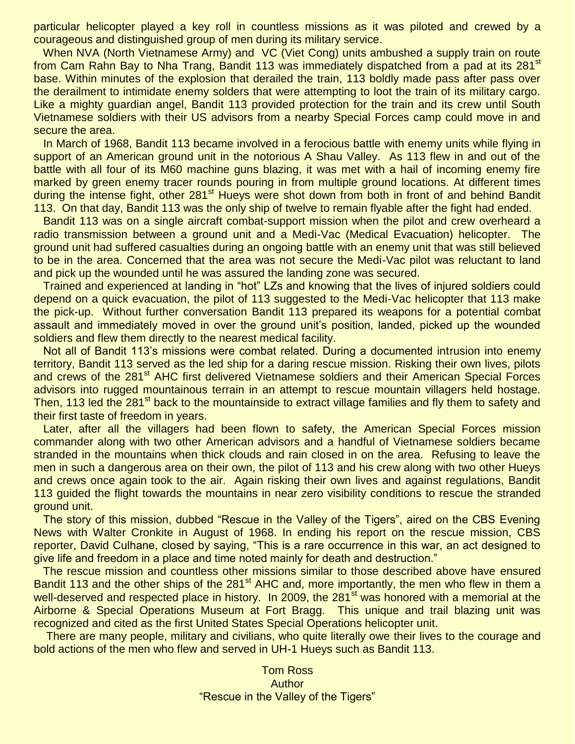particular helicopter played a key roll in countless missions as it was piloted and crewed by a courageous and distinguished group of men during its military service.

When NVA (North Vietnamese Army) and VC (Viet Cong) units ambushed a supply train on route from Cam Rahn Bay to Nha Trang, Bandit 113 was immediately dispatched from a pad at its 281st base. Within minutes of the explosion that derailed the train, 113 boldly made pass after pass over the derailment to intimidate enemy solders that were attempting to loot the train of its military cargo. Like a mighty guardian angel, Bandit 113 provided protection for the train and its crew until South Vietnamese soldiers with their US advisors from a nearby Special Forces camp could move in and secure the area.

In March of 1968, Bandit 113 became involved in a ferocious battle with enemy units while flying in support of an American ground unit in the notorious A Shau Valley. As 113 flew in and out of the battle with all four of its M60 machine guns blazing, it was met with a hail of incoming enemy fire marked by green enemy tracer rounds pouring in from multiple ground locations. At different times during the intense fight, other 281st Hueys were shot down from both in front of and behind Bandit 113. On that day, Bandit 113 was the only ship of twelve to remain flyable after the fight had ended.

Bandit 113 was on a single aircraft combat-support mission when the pilot and crew overheard a radio transmission between a ground unit and a Medi-Vac (Medical Evacuation) helicopter. The ground unit had suffered casualties during an ongoing battle with an enemy unit that was still believed to be in the area. Concerned that the area was not secure the Medi-Vac pilot was reluctant to land and pick up the wounded until he was assured the landing zone was secured.

Trained and experienced at landing in "hot" LZs and knowing that the lives of injured soldiers could depend on a quick evacuation, the pilot of 113 suggested to the Medi-Vac helicopter that 113 make the pick-up. Without further conversation Bandit 113 prepared its weapons for a potential combat assault and immediately moved in over the ground unit's position, landed, picked up the wounded soldiers and flew them directly to the nearest medical facility.

Not all of Bandit 113's missions were combat related. During a documented intrusion into enemy territory, Bandit 113 served as the led ship for a daring rescue mission. Risking their own lives, pilots and crews of the 281st AHC first delivered Vietnamese soldiers and their American Special Forces advisors into rugged mountainous terrain in an attempt to rescue mountain villagers held hostage. Then, 113 led the 281st back to the mountainside to extract village families and fly them to safety and their first taste of freedom in years.

Later, after all the villagers had been flown to safety, the American Special Forces mission commander along with two other American advisors and a handful of Vietnamese soldiers became stranded in the mountains when thick clouds and rain closed in on the area. Refusing to leave the men in such a dangerous area on their own, the pilot of 113 and his crew along with two other Hueys and crews once again took to the air. Again risking their own lives and against regulations, Bandit 113 guided the flight towards the mountains in near zero visibility conditions to rescue the stranded ground unit.

The story of this mission, dubbed "Rescue in the Valley of the Tigers", aired on the CBS Evening News with Walter Cronkite in August of 1968. In ending his report on the rescue mission, CBS reporter, David Culhane, closed by saying, "This is a rare occurrence in this war, an act designed to give life and freedom in a place and time noted mainly for death and destruction."

The rescue mission and countless other missions similar to those described above have ensured Bandit 113 and the other ships of the 281st AHC and, more importantly, the men who flew in them a well-deserved and respected place in history. In 2009, the 281st was honored with a memorial at the Airborne & Special Operations Museum at Fort Bragg. This unique and trail blazing unit was recognized and cited as the first United States Special Operations helicopter unit.

There are many people, military and civilians, who quite literally owe their lives to the courage and bold actions of the men who flew and served in UH-1 Hueys such as Bandit 113.

Tom Ross
Author
"Rescue in the Valley of the Tigers"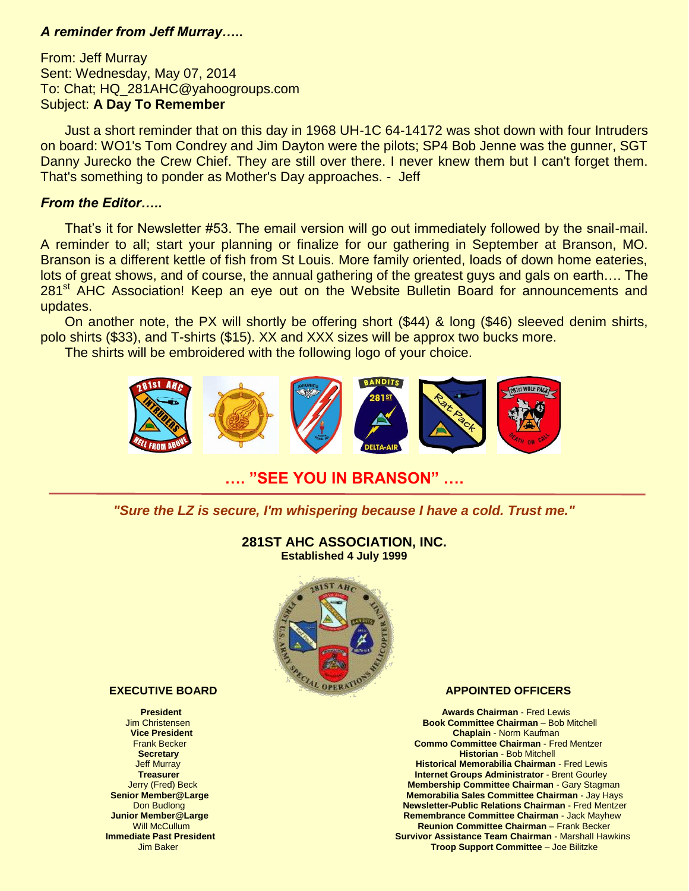### *A reminder from Jeff Murray…..*

From: Jeff Murray
Sent: Wednesday, May 07, 2014
To: Chat; HQ_281AHC@yahoogroups.com
Subject: **A Day To Remember**

Just a short reminder that on this day in 1968 UH-1C 64-14172 was shot down with four Intruders on board: WO1's Tom Condrey and Jim Dayton were the pilots; SP4 Bob Jenne was the gunner, SGT Danny Jurecko the Crew Chief. They are still over there. I never knew them but I can't forget them. That's something to ponder as Mother's Day approaches. - Jeff

### *From the Editor…..*

That's it for Newsletter #53. The email version will go out immediately followed by the snail-mail. A reminder to all; start your planning or finalize for our gathering in September at Branson, MO. Branson is a different kettle of fish from St Louis. More family oriented, loads of down home eateries, lots of great shows, and of course, the annual gathering of the greatest guys and gals on earth…. The 281st AHC Association! Keep an eye out on the Website Bulletin Board for announcements and updates.

On another note, the PX will shortly be offering short ($44) & long ($46) sleeved denim shirts, polo shirts ($33), and T-shirts ($15). XX and XXX sizes will be approx two bucks more.

The shirts will be embroidered with the following logo of your choice.

**…. "SEE YOU IN BRANSON" ….**

---

***"Sure the LZ is secure, I'm whispering because I have a cold. Trust me."***

**281ST AHC ASSOCIATION, INC.**
**Established 4 July 1999**

**EXECUTIVE BOARD**

**President**
Jim Christensen
**Vice President**
Frank Becker
**Secretary**
Jeff Murray
**Treasurer**
Jerry (Fred) Beck
**Senior Member@Large**
Don Budlong
**Junior Member@Large**
Will McCullum
**Immediate Past President**
Jim Baker

**APPOINTED OFFICERS**

**Awards Chairman** - Fred Lewis
**Book Committee Chairman** – Bob Mitchell
**Chaplain** - Norm Kaufman
**Commo Committee Chairman** - Fred Mentzer
**Historian** - Bob Mitchell
**Historical Memorabilia Chairman** - Fred Lewis
**Internet Groups Administrator** - Brent Gourley
**Membership Committee Chairman** - Gary Stagman
**Memorabilia Sales Committee Chairman** - Jay Hays
**Newsletter-Public Relations Chairman** - Fred Mentzer
**Remembrance Committee Chairman** - Jack Mayhew
**Reunion Committee Chairman** – Frank Becker
**Survivor Assistance Team Chairman** - Marshall Hawkins
**Troop Support Committee** – Joe Bilitzke